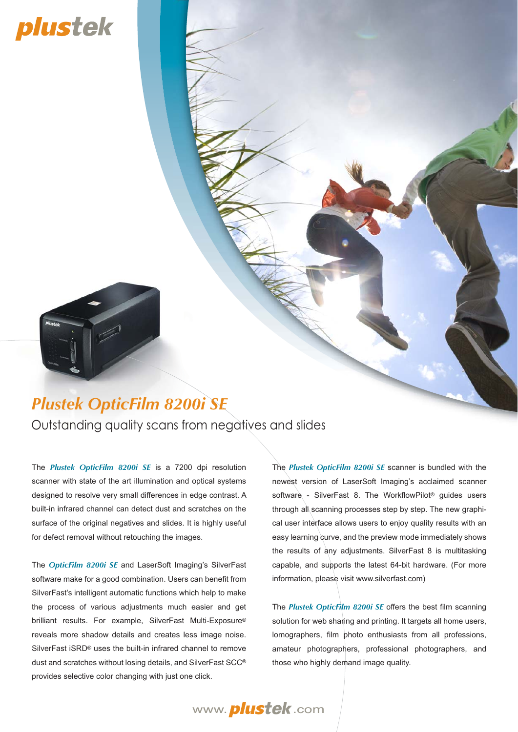plustek

# *Plustek OpticFilm 8200i SE*

## Outstanding quality scans from negatives and slides

The ***Plustek OpticFilm 8200i SE*** is a 7200 dpi resolution scanner with state of the art illumination and optical systems designed to resolve very small differences in edge contrast. A built-in infrared channel can detect dust and scratches on the surface of the original negatives and slides. It is highly useful for defect removal without retouching the images.

The ***OpticFilm 8200i SE*** and LaserSoft Imaging's SilverFast software make for a good combination. Users can benefit from SilverFast's intelligent automatic functions which help to make the process of various adjustments much easier and get brilliant results. For example, SilverFast Multi-Exposure® reveals more shadow details and creates less image noise. SilverFast iSRD® uses the built-in infrared channel to remove dust and scratches without losing details, and SilverFast SCC® provides selective color changing with just one click.

The ***Plustek OpticFilm 8200i SE*** scanner is bundled with the newest version of LaserSoft Imaging's acclaimed scanner software - SilverFast 8. The WorkflowPilot® guides users through all scanning processes step by step. The new graphical user interface allows users to enjoy quality results with an easy learning curve, and the preview mode immediately shows the results of any adjustments. SilverFast 8 is multitasking capable, and supports the latest 64-bit hardware. (For more information, please visit www.silverfast.com)

The ***Plustek OpticFilm 8200i SE*** offers the best film scanning solution for web sharing and printing. It targets all home users, lomographers, film photo enthusiasts from all professions, amateur photographers, professional photographers, and those who highly demand image quality.

www.plustek.com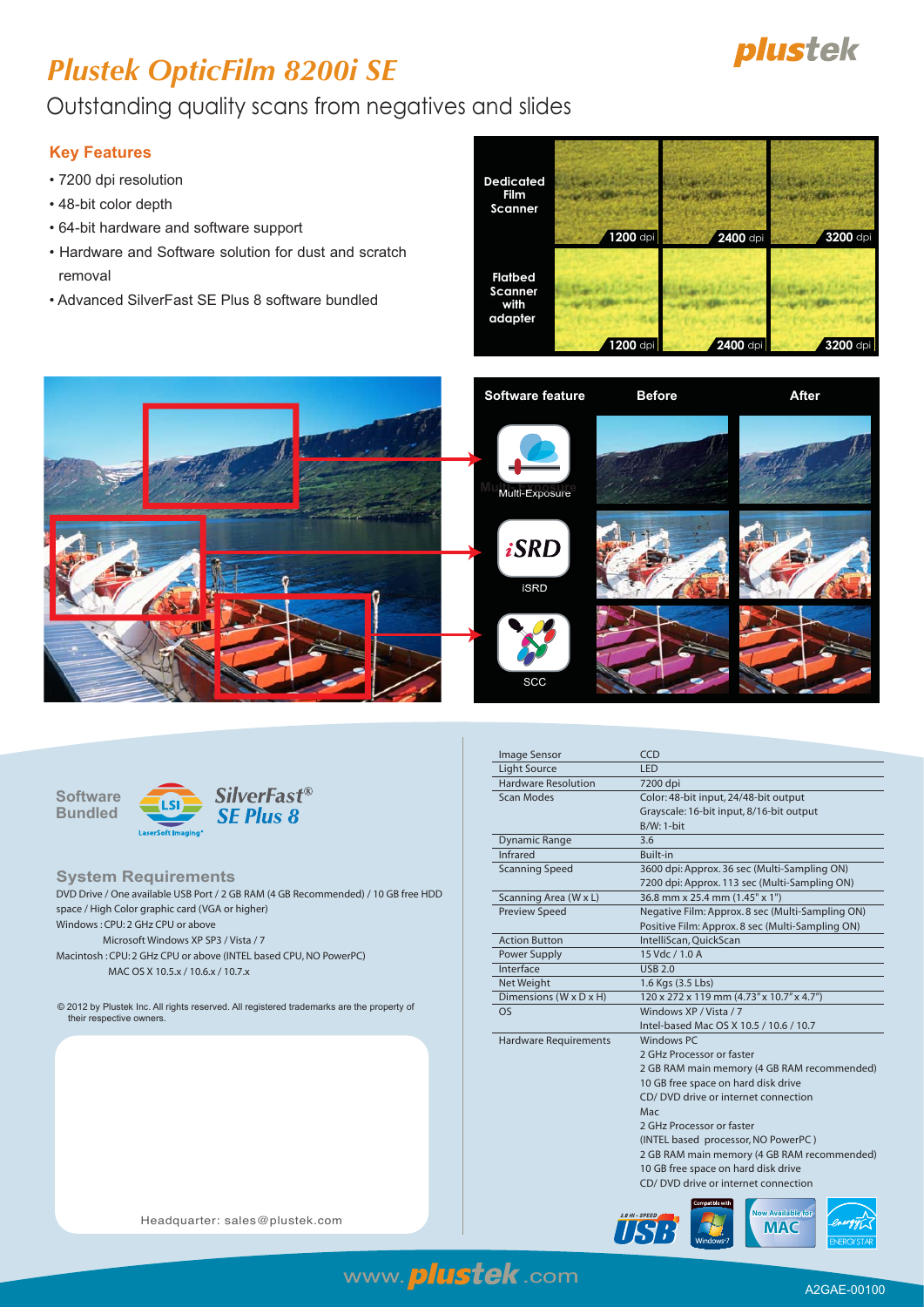# Plustek OpticFilm 8200i SE

Outstanding quality scans from negatives and slides

## Key Features

- 7200 dpi resolution
- 48-bit color depth
- 64-bit hardware and software support
- Hardware and Software solution for dust and scratch removal
- Advanced SilverFast SE Plus 8 software bundled

Dedicated Film Scanner: 1200 dpi, 2400 dpi, 3200 dpi

Flatbed Scanner with adapter: 1200 dpi, 2400 dpi, 3200 dpi

Software feature | Before | After

Multi-Exposure

iSRD

SCC

Software Bundled — SilverFast® SE Plus 8

## System Requirements

DVD Drive / One available USB Port / 2 GB RAM (4 GB Recommended) / 10 GB free HDD space / High Color graphic card (VGA or higher)

Windows : CPU: 2 GHz CPU or above
Microsoft Windows XP SP3 / Vista / 7

Macintosh : CPU: 2 GHz CPU or above (INTEL based CPU, NO PowerPC)
MAC OS X 10.5.x / 10.6.x / 10.7.x

© 2012 by Plustek Inc. All rights reserved. All registered trademarks are the property of their respective owners.

Headquarter: sales@plustek.com

| | |
|---|---|
| Image Sensor | CCD |
| Light Source | LED |
| Hardware Resolution | 7200 dpi |
| Scan Modes | Color: 48-bit input, 24/48-bit output<br>Grayscale: 16-bit input, 8/16-bit output<br>B/W: 1-bit |
| Dynamic Range | 3.6 |
| Infrared | Built-in |
| Scanning Speed | 3600 dpi: Approx. 36 sec (Multi-Sampling ON)<br>7200 dpi: Approx. 113 sec (Multi-Sampling ON) |
| Scanning Area (W x L) | 36.8 mm x 25.4 mm (1.45" x 1") |
| Preview Speed | Negative Film: Approx. 8 sec (Multi-Sampling ON)<br>Positive Film: Approx. 8 sec (Multi-Sampling ON) |
| Action Button | IntelliScan, QuickScan |
| Power Supply | 15 Vdc / 1.0 A |
| Interface | USB 2.0 |
| Net Weight | 1.6 Kgs (3.5 Lbs) |
| Dimensions (W x D x H) | 120 x 272 x 119 mm (4.73" x 10.7" x 4.7") |
| OS | Windows XP / Vista / 7<br>Intel-based Mac OS X 10.5 / 10.6 / 10.7 |
| Hardware Requirements | Windows PC<br>2 GHz Processor or faster<br>2 GB RAM main memory (4 GB RAM recommended)<br>10 GB free space on hard disk drive<br>CD/ DVD drive or internet connection<br>Mac<br>2 GHz Processor or faster<br>(INTEL based processor, NO PowerPC )<br>2 GB RAM main memory (4 GB RAM recommended)<br>10 GB free space on hard disk drive<br>CD/ DVD drive or internet connection |

www.plustek.com

A2GAE-00100